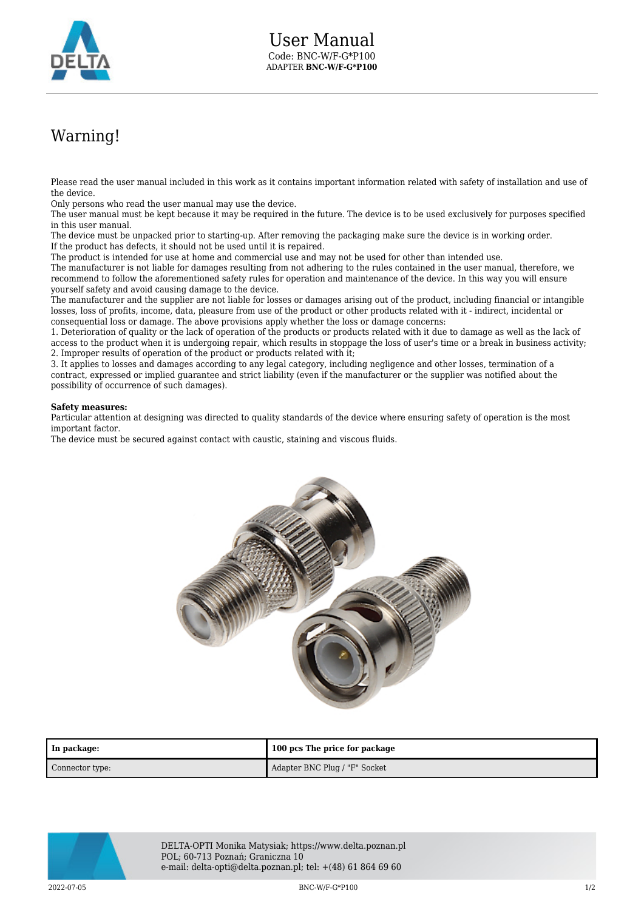# User Manual

Code: BNC-W/F-G*P100

ADAPTER **BNC-W/F-G*P100**

## Warning!

Please read the user manual included in this work as it contains important information related with safety of installation and use of the device.
Only persons who read the user manual may use the device.
The user manual must be kept because it may be required in the future. The device is to be used exclusively for purposes specified in this user manual.
The device must be unpacked prior to starting-up. After removing the packaging make sure the device is in working order.
If the product has defects, it should not be used until it is repaired.
The product is intended for use at home and commercial use and may not be used for other than intended use.
The manufacturer is not liable for damages resulting from not adhering to the rules contained in the user manual, therefore, we recommend to follow the aforementioned safety rules for operation and maintenance of the device. In this way you will ensure yourself safety and avoid causing damage to the device.
The manufacturer and the supplier are not liable for losses or damages arising out of the product, including financial or intangible losses, loss of profits, income, data, pleasure from use of the product or other products related with it - indirect, incidental or consequential loss or damage. The above provisions apply whether the loss or damage concerns:
1. Deterioration of quality or the lack of operation of the products or products related with it due to damage as well as the lack of access to the product when it is undergoing repair, which results in stoppage the loss of user's time or a break in business activity;
2. Improper results of operation of the product or products related with it;
3. It applies to losses and damages according to any legal category, including negligence and other losses, termination of a contract, expressed or implied guarantee and strict liability (even if the manufacturer or the supplier was notified about the possibility of occurrence of such damages).

**Safety measures:**
Particular attention at designing was directed to quality standards of the device where ensuring safety of operation is the most important factor.
The device must be secured against contact with caustic, staining and viscous fluids.

| In package: | 100 pcs The price for package |
|---|---|
| Connector type: | Adapter BNC Plug / "F" Socket |

DELTA-OPTI Monika Matysiak; https://www.delta.poznan.pl
POL; 60-713 Poznań; Graniczna 10
e-mail: delta-opti@delta.poznan.pl; tel: +(48) 61 864 69 60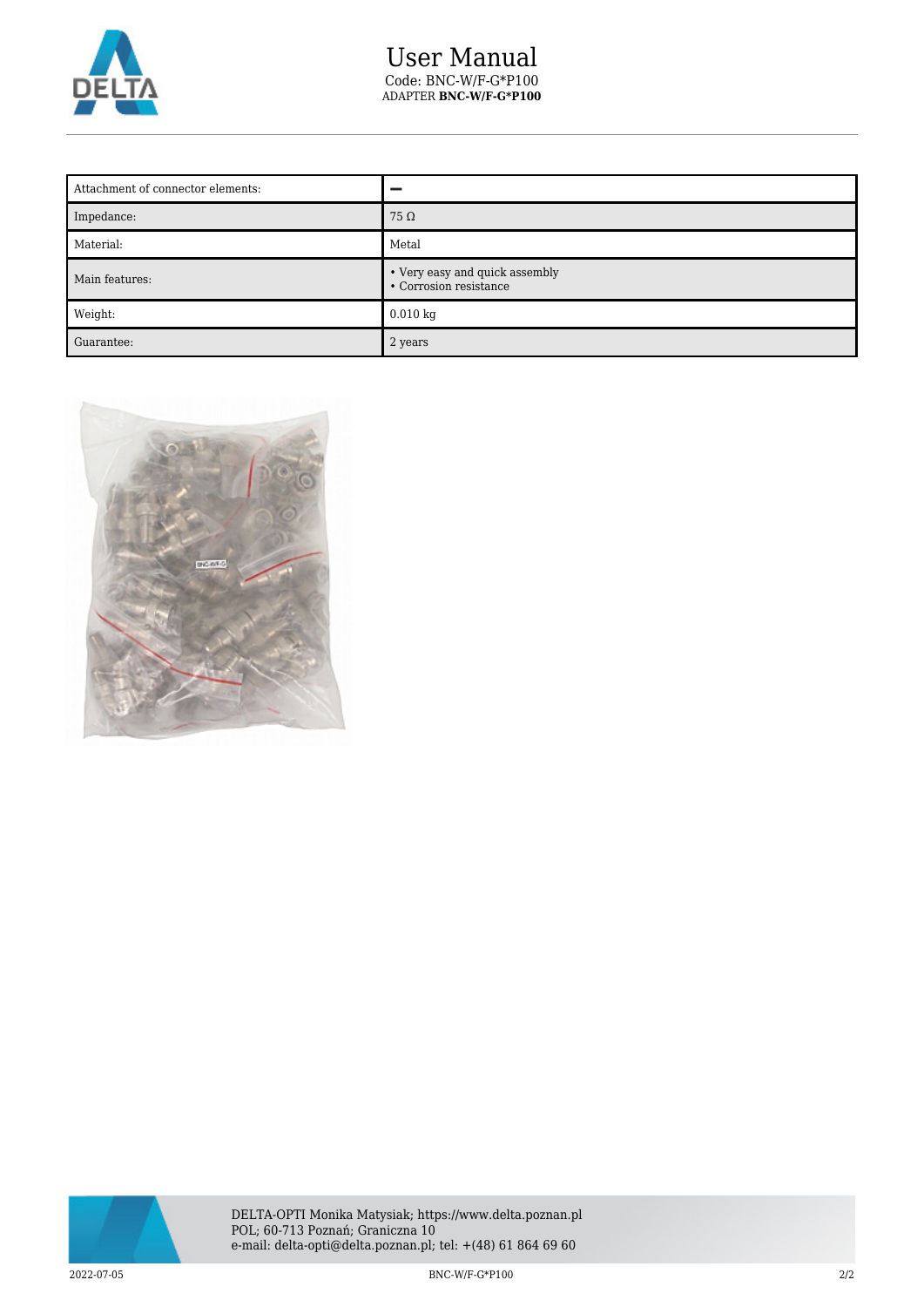| | |
|---|---|
| Attachment of connector elements: | – |
| Impedance: | 75 Ω |
| Material: | Metal |
| Main features: | • Very easy and quick assembly<br>• Corrosion resistance |
| Weight: | 0.010 kg |
| Guarantee: | 2 years |

DELTA-OPTI Monika Matysiak; https://www.delta.poznan.pl
POL; 60-713 Poznań; Graniczna 10
e-mail: delta-opti@delta.poznan.pl; tel: +(48) 61 864 69 60